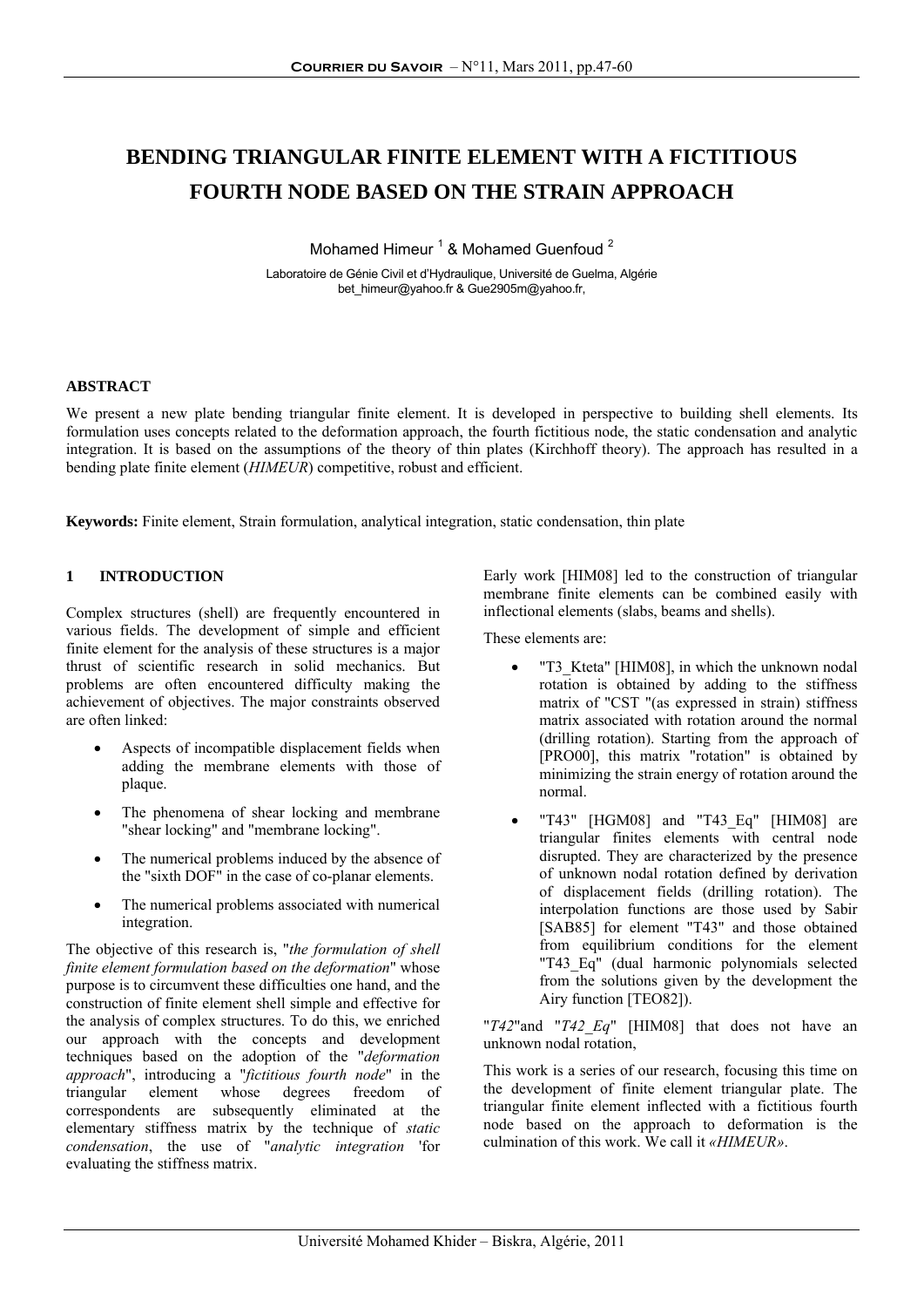# BENDING TRIANGULAR FINITE ELEMENT WITH A FICTITIOUS FOURTH NODE BASED ON THE STRAIN APPROACH

Mohamed Himeur [1] & Mohamed Guenfoud [2]

Laboratoire de Génie Civil et d'Hydraulique, Université de Guelma, Algérie
bet_himeur@yahoo.fr & Gue2905m@yahoo.fr,

**ABSTRACT**

We present a new plate bending triangular finite element. It is developed in perspective to building shell elements. Its formulation uses concepts related to the deformation approach, the fourth fictitious node, the static condensation and analytic integration. It is based on the assumptions of the theory of thin plates (Kirchhoff theory). The approach has resulted in a bending plate finite element (*HIMEUR*) competitive, robust and efficient.

**Keywords:** Finite element, Strain formulation, analytical integration, static condensation, thin plate

## 1 INTRODUCTION

Complex structures (shell) are frequently encountered in various fields. The development of simple and efficient finite element for the analysis of these structures is a major thrust of scientific research in solid mechanics. But problems are often encountered difficulty making the achievement of objectives. The major constraints observed are often linked:

- Aspects of incompatible displacement fields when adding the membrane elements with those of plaque.
- The phenomena of shear locking and membrane "shear locking" and "membrane locking".
- The numerical problems induced by the absence of the "sixth DOF" in the case of co-planar elements.
- The numerical problems associated with numerical integration.

The objective of this research is, "*the formulation of shell finite element formulation based on the deformation*" whose purpose is to circumvent these difficulties one hand, and the construction of finite element shell simple and effective for the analysis of complex structures. To do this, we enriched our approach with the concepts and development techniques based on the adoption of the "*deformation approach*", introducing a "*fictitious fourth node*" in the triangular element whose degrees freedom of correspondents are subsequently eliminated at the elementary stiffness matrix by the technique of *static condensation*, the use of "*analytic integration* 'for evaluating the stiffness matrix.

Early work [HIM08] led to the construction of triangular membrane finite elements can be combined easily with inflectional elements (slabs, beams and shells).

These elements are:

- "T3_Kteta" [HIM08], in which the unknown nodal rotation is obtained by adding to the stiffness matrix of "CST "(as expressed in strain) stiffness matrix associated with rotation around the normal (drilling rotation). Starting from the approach of [PRO00], this matrix "rotation" is obtained by minimizing the strain energy of rotation around the normal.
- "T43" [HGM08] and "T43_Eq" [HIM08] are triangular finites elements with central node disrupted. They are characterized by the presence of unknown nodal rotation defined by derivation of displacement fields (drilling rotation). The interpolation functions are those used by Sabir [SAB85] for element "T43" and those obtained from equilibrium conditions for the element "T43_Eq" (dual harmonic polynomials selected from the solutions given by the development the Airy function [TEO82]).

"*T42*"and "*T42_Eq*" [HIM08] that does not have an unknown nodal rotation,

This work is a series of our research, focusing this time on the development of finite element triangular plate. The triangular finite element inflected with a fictitious fourth node based on the approach to deformation is the culmination of this work. We call it *«HIMEUR»*.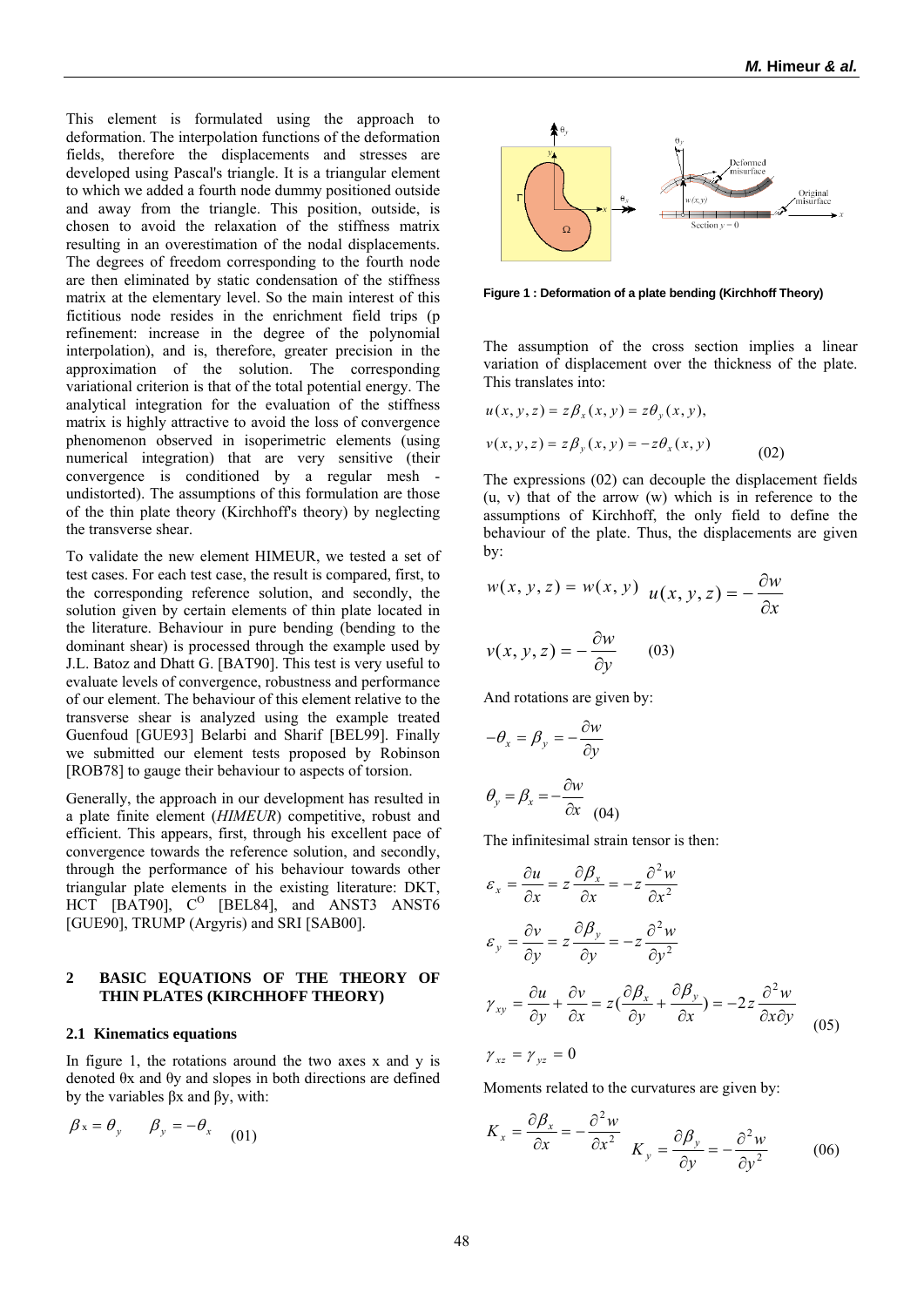This element is formulated using the approach to deformation. The interpolation functions of the deformation fields, therefore the displacements and stresses are developed using Pascal's triangle. It is a triangular element to which we added a fourth node dummy positioned outside and away from the triangle. This position, outside, is chosen to avoid the relaxation of the stiffness matrix resulting in an overestimation of the nodal displacements. The degrees of freedom corresponding to the fourth node are then eliminated by static condensation of the stiffness matrix at the elementary level. So the main interest of this fictitious node resides in the enrichment field trips (p refinement: increase in the degree of the polynomial interpolation), and is, therefore, greater precision in the approximation of the solution. The corresponding variational criterion is that of the total potential energy. The analytical integration for the evaluation of the stiffness matrix is highly attractive to avoid the loss of convergence phenomenon observed in isoperimetric elements (using numerical integration) that are very sensitive (their convergence is conditioned by a regular mesh - undistorted). The assumptions of this formulation are those of the thin plate theory (Kirchhoff's theory) by neglecting the transverse shear.

To validate the new element HIMEUR, we tested a set of test cases. For each test case, the result is compared, first, to the corresponding reference solution, and secondly, the solution given by certain elements of thin plate located in the literature. Behaviour in pure bending (bending to the dominant shear) is processed through the example used by J.L. Batoz and Dhatt G. [BAT90]. This test is very useful to evaluate levels of convergence, robustness and performance of our element. The behaviour of this element relative to the transverse shear is analyzed using the example treated Guenfoud [GUE93] Belarbi and Sharif [BEL99]. Finally we submitted our element tests proposed by Robinson [ROB78] to gauge their behaviour to aspects of torsion.

Generally, the approach in our development has resulted in a plate finite element (*HIMEUR*) competitive, robust and efficient. This appears, first, through his excellent pace of convergence towards the reference solution, and secondly, through the performance of his behaviour towards other triangular plate elements in the existing literature: DKT, HCT [BAT90], $C^O$ [BEL84], and ANST3 ANST6 [GUE90], TRUMP (Argyris) and SRI [SAB00].

## 2 BASIC EQUATIONS OF THE THEORY OF THIN PLATES (KIRCHHOFF THEORY)

### 2.1 Kinematics equations

In figure 1, the rotations around the two axes x and y is denoted θx and θy and slopes in both directions are defined by the variables βx and βy, with:

$$\beta_x = \theta_y \qquad \beta_y = -\theta_x \tag{01}$$

**Figure 1 : Deformation of a plate bending (Kirchhoff Theory)**

The assumption of the cross section implies a linear variation of displacement over the thickness of the plate. This translates into:

$$u(x,y,z) = z\beta_x(x,y) = z\theta_y(x,y),$$

$$v(x,y,z) = z\beta_y(x,y) = -z\theta_x(x,y) \tag{02}$$

The expressions (02) can decouple the displacement fields (u, v) that of the arrow (w) which is in reference to the assumptions of Kirchhoff, the only field to define the behaviour of the plate. Thus, the displacements are given by:

$$w(x,y,z) = w(x,y) \quad u(x,y,z) = -\frac{\partial w}{\partial x}$$

$$v(x,y,z) = -\frac{\partial w}{\partial y} \tag{03}$$

And rotations are given by:

$$-\theta_x = \beta_y = -\frac{\partial w}{\partial y}$$

$$\theta_y = \beta_x = -\frac{\partial w}{\partial x} \tag{04}$$

The infinitesimal strain tensor is then:

$$\varepsilon_x = \frac{\partial u}{\partial x} = z\frac{\partial \beta_x}{\partial x} = -z\frac{\partial^2 w}{\partial x^2}$$

$$\varepsilon_y = \frac{\partial v}{\partial y} = z\frac{\partial \beta_y}{\partial y} = -z\frac{\partial^2 w}{\partial y^2}$$

$$\gamma_{xy} = \frac{\partial u}{\partial y} + \frac{\partial v}{\partial x} = z\left(\frac{\partial \beta_x}{\partial y} + \frac{\partial \beta_y}{\partial x}\right) = -2z\frac{\partial^2 w}{\partial x \partial y} \tag{05}$$

$$\gamma_{xz} = \gamma_{yz} = 0$$

Moments related to the curvatures are given by:

$$K_x = \frac{\partial \beta_x}{\partial x} = -\frac{\partial^2 w}{\partial x^2} \quad K_y = \frac{\partial \beta_y}{\partial y} = -\frac{\partial^2 w}{\partial y^2} \tag{06}$$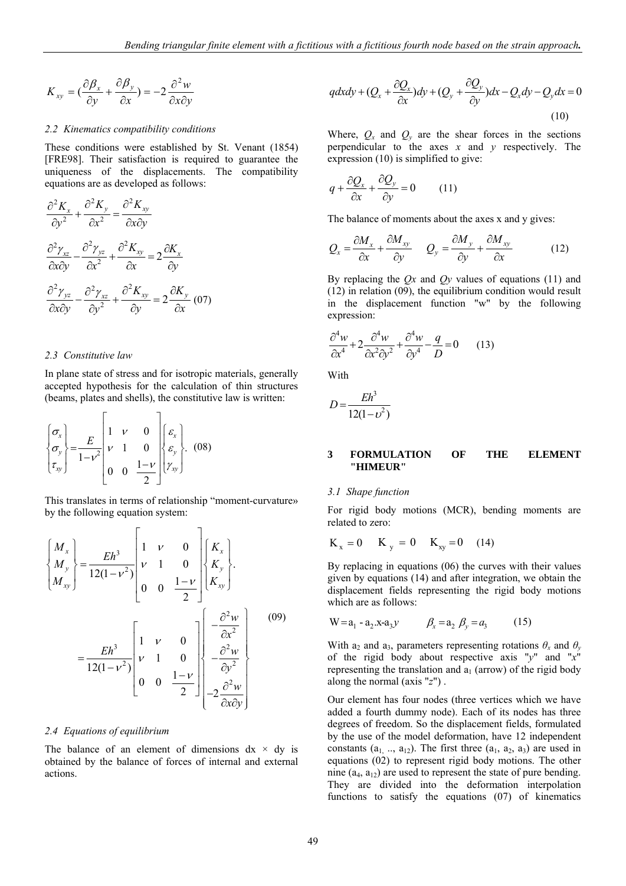$$K_{xy} = (\frac{\partial \beta_x}{\partial y} + \frac{\partial \beta_y}{\partial x}) = -2\frac{\partial^2 w}{\partial x \partial y}$$

### 2.2 Kinematics compatibility conditions

These conditions were established by St. Venant (1854) [FRE98]. Their satisfaction is required to guarantee the uniqueness of the displacements. The compatibility equations are as developed as follows:

$$\frac{\partial^2 K_x}{\partial y^2} + \frac{\partial^2 K_y}{\partial x^2} = \frac{\partial^2 K_{xy}}{\partial x \partial y}$$

$$\frac{\partial^2 \gamma_{xz}}{\partial x \partial y} - \frac{\partial^2 \gamma_{yz}}{\partial x^2} + \frac{\partial^2 K_{xy}}{\partial x} = 2\frac{\partial K_x}{\partial y}$$

$$\frac{\partial^2 \gamma_{yz}}{\partial x \partial y} - \frac{\partial^2 \gamma_{xz}}{\partial y^2} + \frac{\partial^2 K_{xy}}{\partial y} = 2\frac{\partial K_y}{\partial x} \quad (07)$$

### 2.3 Constitutive law

In plane state of stress and for isotropic materials, generally accepted hypothesis for the calculation of thin structures (beams, plates and shells), the constitutive law is written:

$$\begin{Bmatrix} \sigma_x \\ \sigma_y \\ \tau_{xy} \end{Bmatrix} = \frac{E}{1-\nu^2} \begin{bmatrix} 1 & \nu & 0 \\ \nu & 1 & 0 \\ 0 & 0 & \frac{1-\nu}{2} \end{bmatrix} \begin{Bmatrix} \varepsilon_x \\ \varepsilon_y \\ \gamma_{xy} \end{Bmatrix}. \quad (08)$$

This translates in terms of relationship "moment-curvature» by the following equation system:

$$\begin{Bmatrix} M_x \\ M_y \\ M_{xy} \end{Bmatrix} = \frac{Eh^3}{12(1-\nu^2)} \begin{bmatrix} 1 & \nu & 0 \\ \nu & 1 & 0 \\ 0 & 0 & \frac{1-\nu}{2} \end{bmatrix} \begin{Bmatrix} K_x \\ K_y \\ K_{xy} \end{Bmatrix}.$$

$$= \frac{Eh^3}{12(1-\nu^2)} \begin{bmatrix} 1 & \nu & 0 \\ \nu & 1 & 0 \\ 0 & 0 & \frac{1-\nu}{2} \end{bmatrix} \begin{Bmatrix} -\frac{\partial^2 w}{\partial x^2} \\ -\frac{\partial^2 w}{\partial y^2} \\ -2\frac{\partial^2 w}{\partial x \partial y} \end{Bmatrix} \quad (09)$$

### 2.4 Equations of equilibrium

The balance of an element of dimensions dx × dy is obtained by the balance of forces of internal and external actions.

$$q dx dy + (Q_x + \frac{\partial Q_x}{\partial x})dy + (Q_y + \frac{\partial Q_y}{\partial y})dx - Q_x dy - Q_y dx = 0 \quad (10)$$

Where, $Q_x$ and $Q_y$ are the shear forces in the sections perpendicular to the axes *x* and *y* respectively. The expression (10) is simplified to give:

$$q + \frac{\partial Q_x}{\partial x} + \frac{\partial Q_y}{\partial y} = 0 \quad (11)$$

The balance of moments about the axes x and y gives:

$$Q_x = \frac{\partial M_x}{\partial x} + \frac{\partial M_{xy}}{\partial y} \quad Q_y = \frac{\partial M_y}{\partial y} + \frac{\partial M_{xy}}{\partial x} \quad (12)$$

By replacing the *Qx* and *Qy* values of equations (11) and (12) in relation (09), the equilibrium condition would result in the displacement function "w" by the following expression:

$$\frac{\partial^4 w}{\partial x^4} + 2\frac{\partial^4 w}{\partial x^2 \partial y^2} + \frac{\partial^4 w}{\partial y^4} - \frac{q}{D} = 0 \quad (13)$$

With

$$D = \frac{Eh^3}{12(1-\upsilon^2)}$$

## 3 FORMULATION OF THE ELEMENT "HIMEUR"

### 3.1 Shape function

For rigid body motions (MCR), bending moments are related to zero:

$$K_x = 0 \quad K_y = 0 \quad K_{xy} = 0 \quad (14)$$

By replacing in equations (06) the curves with their values given by equations (14) and after integration, we obtain the displacement fields representing the rigid body motions which are as follows:

$$W = a_1 - a_2.x - a_3 y \qquad \beta_x = a_2 \; \beta_y = a_3 \qquad (15)$$

With $a_2$ and $a_3$, parameters representing rotations $\theta_x$ and $\theta_y$ of the rigid body about respective axis "*y*" and "*x*" representing the translation and $a_1$ (arrow) of the rigid body along the normal (axis "*z*") .

Our element has four nodes (three vertices which we have added a fourth dummy node). Each of its nodes has three degrees of freedom. So the displacement fields, formulated by the use of the model deformation, have 12 independent constants ($a_1, .., a_{12}$). The first three ($a_1$, $a_2$, $a_3$) are used in equations (02) to represent rigid body motions. The other nine ($a_4$, $a_{12}$) are used to represent the state of pure bending. They are divided into the deformation interpolation functions to satisfy the equations (07) of kinematics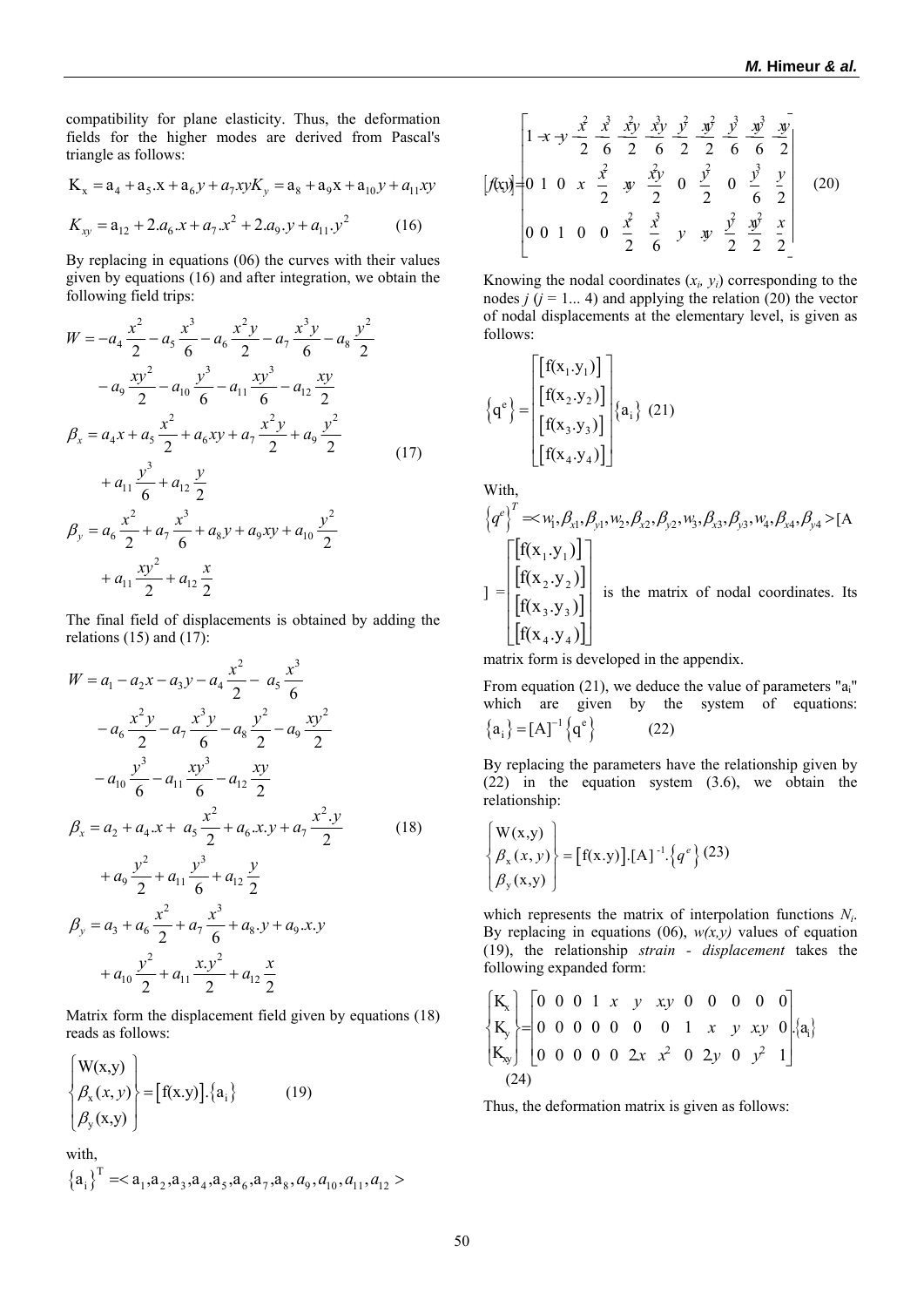compatibility for plane elasticity. Thus, the deformation fields for the higher modes are derived from Pascal's triangle as follows:

$$K_x = a_4 + a_5.x + a_6 y + a_7 xy K_y = a_8 + a_9 x + a_{10} y + a_{11} xy$$

$$K_{xy} = a_{12} + 2.a_6.x + a_7.x^2 + 2.a_9.y + a_{11}.y^2 \qquad (16)$$

By replacing in equations (06) the curves with their values given by equations (16) and after integration, we obtain the following field trips:

$$\begin{aligned}
W &= -a_4 \frac{x^2}{2} - a_5 \frac{x^3}{6} - a_6 \frac{x^2 y}{2} - a_7 \frac{x^3 y}{6} - a_8 \frac{y^2}{2} \\
&\quad - a_9 \frac{xy^2}{2} - a_{10} \frac{y^3}{6} - a_{11} \frac{xy^3}{6} - a_{12} \frac{xy}{2} \\
\beta_x &= a_4 x + a_5 \frac{x^2}{2} + a_6 xy + a_7 \frac{x^2 y}{2} + a_9 \frac{y^2}{2} \\
&\quad + a_{11} \frac{y^3}{6} + a_{12} \frac{y}{2} \\
\beta_y &= a_6 \frac{x^2}{2} + a_7 \frac{x^3}{6} + a_8 y + a_9 xy + a_{10} \frac{y^2}{2} \\
&\quad + a_{11} \frac{xy^2}{2} + a_{12} \frac{x}{2}
\end{aligned} \qquad (17)$$

The final field of displacements is obtained by adding the relations (15) and (17):

$$\begin{aligned}
W &= a_1 - a_2 x - a_3 y - a_4 \frac{x^2}{2} - a_5 \frac{x^3}{6} \\
&\quad - a_6 \frac{x^2 y}{2} - a_7 \frac{x^3 y}{6} - a_8 \frac{y^2}{2} - a_9 \frac{xy^2}{2} \\
&\quad - a_{10} \frac{y^3}{6} - a_{11} \frac{xy^3}{6} - a_{12} \frac{xy}{2} \\
\beta_x &= a_2 + a_4.x + a_5 \frac{x^2}{2} + a_6.x.y + a_7 \frac{x^2.y}{2} \\
&\quad + a_9 \frac{y^2}{2} + a_{11} \frac{y^3}{6} + a_{12} \frac{y}{2} \\
\beta_y &= a_3 + a_6 \frac{x^2}{2} + a_7 \frac{x^3}{6} + a_8.y + a_9.x.y \\
&\quad + a_{10} \frac{y^2}{2} + a_{11} \frac{x.y^2}{2} + a_{12} \frac{x}{2}
\end{aligned} \qquad (18)$$

Matrix form the displacement field given by equations (18) reads as follows:

$$\begin{Bmatrix} W(x,y) \\ \beta_x(x,y) \\ \beta_y(x,y) \end{Bmatrix} = \left[ f(x.y) \right].\{a_i\} \qquad (19)$$

with,

$$\{a_i\}^T = < a_1, a_2, a_3, a_4, a_5, a_6, a_7, a_8, a_9, a_{10}, a_{11}, a_{12} >$$

$$[f(x,y)] = \begin{bmatrix} 1 & -x & -y & -\frac{x^2}{2} & -\frac{x^3}{6} & -\frac{x^2 y}{2} & -\frac{x^3 y}{6} & -\frac{y^2}{2} & -\frac{xy^2}{2} & -\frac{y^3}{6} & -\frac{xy^3}{6} & -\frac{xy}{2} \\ 0 & 1 & 0 & x & \frac{x^2}{2} & xy & \frac{x^2 y}{2} & 0 & \frac{y^2}{2} & 0 & \frac{y^3}{6} & \frac{y}{2} \\ 0 & 0 & 1 & 0 & 0 & \frac{x^2}{2} & \frac{x^3}{6} & y & xy & \frac{y^2}{2} & \frac{xy^2}{2} & \frac{x}{2} \end{bmatrix} \qquad (20)$$

Knowing the nodal coordinates ($x_i$, $y_i$) corresponding to the nodes $j$ ($j$ = 1... 4) and applying the relation (20) the vector of nodal displacements at the elementary level, is given as follows:

$$\{q^e\} = \begin{bmatrix} [f(x_1.y_1)] \\ [f(x_2.y_2)] \\ [f(x_3.y_3)] \\ [f(x_4.y_4)] \end{bmatrix} \{a_i\} \quad (21)$$

With,

$\{q^e\}^T = < w_1, \beta_{x1}, \beta_{y1}, w_2, \beta_{x2}, \beta_{y2}, w_3, \beta_{x3}, \beta_{y3}, w_4, \beta_{x4}, \beta_{y4} >$ $[A] = \begin{bmatrix} [f(x_1.y_1)] \\ [f(x_2.y_2)] \\ [f(x_3.y_3)] \\ [f(x_4.y_4)] \end{bmatrix}$ is the matrix of nodal coordinates. Its matrix form is developed in the appendix.

From equation (21), we deduce the value of parameters "$a_i$" which are given by the system of equations: $\{a_i\} = [A]^{-1}\{q^e\}$ (22)

By replacing the parameters have the relationship given by (22) in the equation system (3.6), we obtain the relationship:

$$\begin{Bmatrix} W(x,y) \\ \beta_x(x,y) \\ \beta_y(x,y) \end{Bmatrix} = \left[ f(x.y) \right].[A]^{-1}.\{q^e\} \quad (23)$$

which represents the matrix of interpolation functions $N_i$. By replacing in equations (06), $w(x,y)$ values of equation (19), the relationship *strain - displacement* takes the following expanded form:

$$\begin{Bmatrix} K_x \\ K_y \\ K_{xy} \end{Bmatrix} = \begin{bmatrix} 0 & 0 & 0 & 1 & x & y & xy & 0 & 0 & 0 & 0 & 0 \\ 0 & 0 & 0 & 0 & 0 & 0 & 0 & 1 & x & y & xy & 0 \\ 0 & 0 & 0 & 0 & 0 & 2x & x^2 & 0 & 2y & 0 & y^2 & 1 \end{bmatrix} . \{a_i\} \quad (24)$$

Thus, the deformation matrix is given as follows: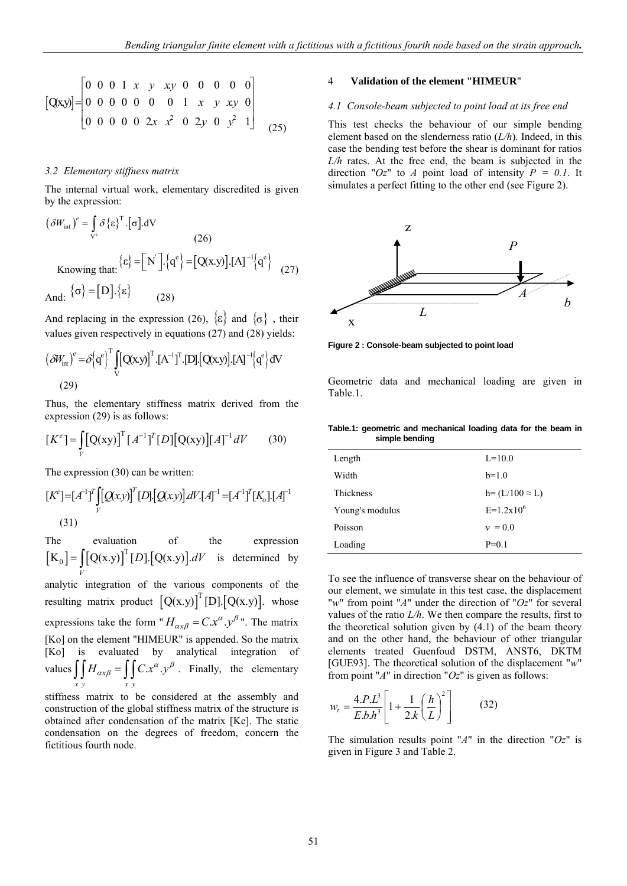$$[Q(x,y)] = \begin{bmatrix} 0 & 0 & 0 & 1 & x & y & xy & 0 & 0 & 0 & 0 & 0 \\ 0 & 0 & 0 & 0 & 0 & 0 & 0 & 1 & x & y & xy & 0 \\ 0 & 0 & 0 & 0 & 0 & 2x & x^2 & 0 & 2y & 0 & y^2 & 1 \end{bmatrix} \quad (25)$$

### 3.2 Elementary stiffness matrix

The internal virtual work, elementary discredited is given by the expression:

$$\left(\delta W_{int}\right)^e = \int_{V^e} \delta\{\varepsilon\}^T.[\sigma].dV \quad (26)$$

Knowing that: $\{\varepsilon\} = \left[N'\right].\{q^e\} = [Q(x.y)].[A]^{-1}\{q^e\}$ (27)

And: $\{\sigma\} = [D].\{\varepsilon\}$ (28)

And replacing in the expression (26), $\{\varepsilon\}$ and $\{\sigma\}$, their values given respectively in equations (27) and (28) yields:

$$\left(\delta W_{int}\right)^e = \delta\{q^e\}^T \int_V [Q(x,y)]^T.[A^{-1}]^T.[D].[Q(x,y)].[A]^{-1}\{q^e\} dV \quad (29)$$

Thus, the elementary stiffness matrix derived from the expression (29) is as follows:

$$[K^e] = \int_V [Q(xy)]^T [A^{-1}]^T [D][Q(xy)][A]^{-1} dV \quad (30)$$

The expression (30) can be written:

$$[K^e] = [A^{-1}]^T \int_V [Q(x,y)]^T [D].[Q(x,y)].dV.[A]^{-1} = [A^{-1}]^T [K_o].[A]^{-1} \quad (31)$$

The evaluation of the expression $[K_0] = \int_V [Q(x.y)]^T [D].[Q(x.y)].dV$ is determined by analytic integration of the various components of the resulting matrix product $[Q(x.y)]^T [D].[Q(x.y)]$. whose expressions take the form "$H_{\alpha x \beta} = C.x^{\alpha}.y^{\beta}$". The matrix [Ko] on the element "HIMEUR" is appended. So the matrix [Ko] is evaluated by analytical integration of values $\int_x\int_y H_{\alpha x \beta} = \int_x\int_y C.x^{\alpha}.y^{\beta}$. Finally, the elementary stiffness matrix to be considered at the assembly and construction of the global stiffness matrix of the structure is obtained after condensation of the matrix [Ke]. The static condensation on the degrees of freedom, concern the fictitious fourth node.

## 4 Validation of the element "HIMEUR"

### 4.1 Console-beam subjected to point load at its free end

This test checks the behaviour of our simple bending element based on the slenderness ratio (*L/h*). Indeed, in this case the bending test before the shear is dominant for ratios *L/h* rates. At the free end, the beam is subjected in the direction "*Oz*" to *A* point load of intensity *P = 0.1*. It simulates a perfect fitting to the other end (see Figure 2).

**Figure 2 : Console-beam subjected to point load**

Geometric data and mechanical loading are given in Table.1.

**Table.1: geometric and mechanical loading data for the beam in simple bending**

| | |
|---|---|
| Length | L=10.0 |
| Width | b=1.0 |
| Thickness | h= (L/100 ≈ L) |
| Young's modulus | $E=1.2x10^6$ |
| Poisson | $\nu = 0.0$ |
| Loading | P=0.1 |

To see the influence of transverse shear on the behaviour of our element, we simulate in this test case, the displacement "*w*" from point "*A*" under the direction of "*Oz*" for several values of the ratio *L/h*. We then compare the results, first to the theoretical solution given by (4.1) of the beam theory and on the other hand, the behaviour of other triangular elements treated Guenfoud DSTM, ANST6, DKTM [GUE93]. The theoretical solution of the displacement "*w*" from point "*A*" in direction "*Oz*" is given as follows:

$$w_t = \frac{4.P.L^3}{E.b.h^3}\left[1 + \frac{1}{2.k}\left(\frac{h}{L}\right)^2\right] \quad (32)$$

The simulation results point "*A*" in the direction "*Oz*" is given in Figure 3 and Table 2.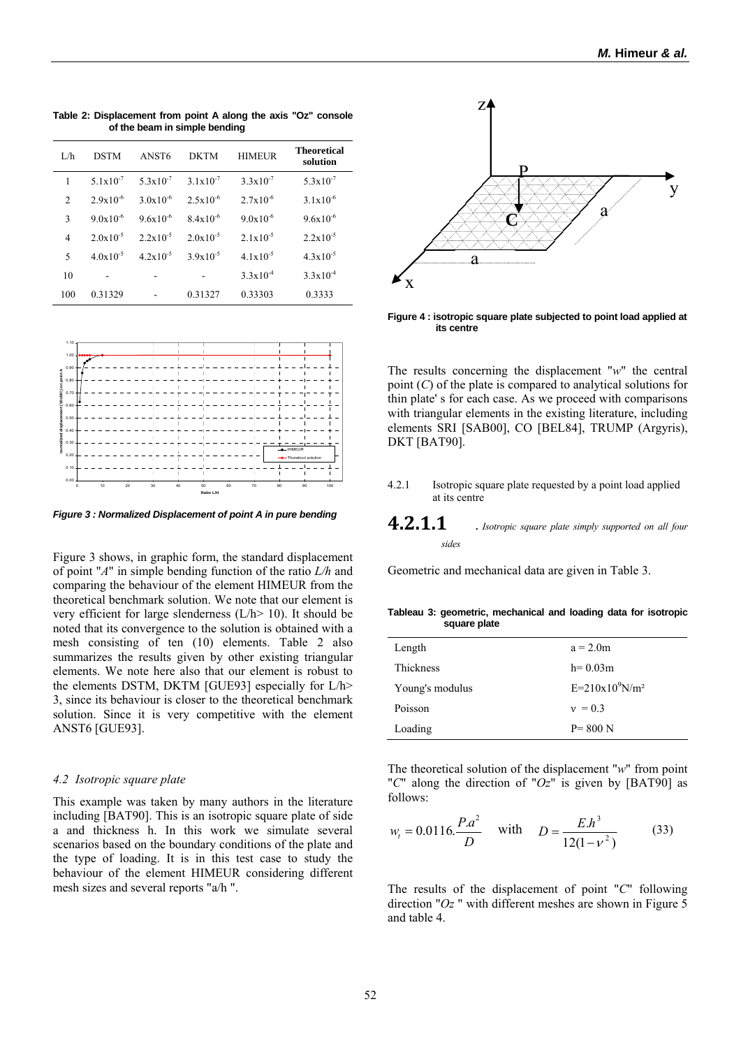**Table 2: Displacement from point A along the axis "Oz" console of the beam in simple bending**

| L/h | DSTM | ANST6 | DKTM | HIMEUR | Theoretical solution |
|---|---|---|---|---|---|
| 1 | $5.1x10^{-7}$ | $5.3x10^{-7}$ | $3.1x10^{-7}$ | $3.3x10^{-7}$ | $5.3x10^{-7}$ |
| 2 | $2.9x10^{-6}$ | $3.0x10^{-6}$ | $2.5x10^{-6}$ | $2.7x10^{-6}$ | $3.1x10^{-6}$ |
| 3 | $9.0x10^{-6}$ | $9.6x10^{-6}$ | $8.4x10^{-6}$ | $9.0x10^{-6}$ | $9.6x10^{-6}$ |
| 4 | $2.0x10^{-5}$ | $2.2x10^{-5}$ | $2.0x10^{-5}$ | $2.1x10^{-5}$ | $2.2x10^{-5}$ |
| 5 | $4.0x10^{-5}$ | $4.2x10^{-5}$ | $3.9x10^{-5}$ | $4.1x10^{-5}$ | $4.3x10^{-5}$ |
| 10 | - | - | - | $3.3x10^{-4}$ | $3.3x10^{-4}$ |
| 100 | 0.31329 | - | 0.31327 | 0.33303 | 0.3333 |

***Figure 3 : Normalized Displacement of point A in pure bending***

Figure 3 shows, in graphic form, the standard displacement of point "*A*" in simple bending function of the ratio *L/h* and comparing the behaviour of the element HIMEUR from the theoretical benchmark solution. We note that our element is very efficient for large slenderness (L/h> 10). It should be noted that its convergence to the solution is obtained with a mesh consisting of ten (10) elements. Table 2 also summarizes the results given by other existing triangular elements. We note here also that our element is robust to the elements DSTM, DKTM [GUE93] especially for L/h> 3, since its behaviour is closer to the theoretical benchmark solution. Since it is very competitive with the element ANST6 [GUE93].

### *4.2 Isotropic square plate*

This example was taken by many authors in the literature including [BAT90]. This is an isotropic square plate of side a and thickness h. In this work we simulate several scenarios based on the boundary conditions of the plate and the type of loading. It is in this test case to study the behaviour of the element HIMEUR considering different mesh sizes and several reports "a/h ".

**Figure 4 : isotropic square plate subjected to point load applied at its centre**

The results concerning the displacement "*w*" the central point (*C*) of the plate is compared to analytical solutions for thin plate' s for each case. As we proceed with comparisons with triangular elements in the existing literature, including elements SRI [SAB00], CO [BEL84], TRUMP (Argyris), DKT [BAT90].

4.2.1 Isotropic square plate requested by a point load applied at its centre

#### 4.2.1.1 . *Isotropic square plate simply supported on all four sides*

Geometric and mechanical data are given in Table 3.

**Tableau 3: geometric, mechanical and loading data for isotropic square plate**

| | |
|---|---|
| Length | a = 2.0m |
| Thickness | h= 0.03m |
| Young's modulus | $E=210x10^9 N/m^2$ |
| Poisson | $\nu$ = 0.3 |
| Loading | P= 800 N |

The theoretical solution of the displacement "*w*" from point "*C*" along the direction of "*Oz*" is given by [BAT90] as follows:

$$w_t = 0.0116.\frac{P.a^2}{D} \quad \text{with} \quad D = \frac{E.h^3}{12(1-\nu^2)} \qquad (33)$$

The results of the displacement of point "*C*" following direction "*Oz* " with different meshes are shown in Figure 5 and table 4.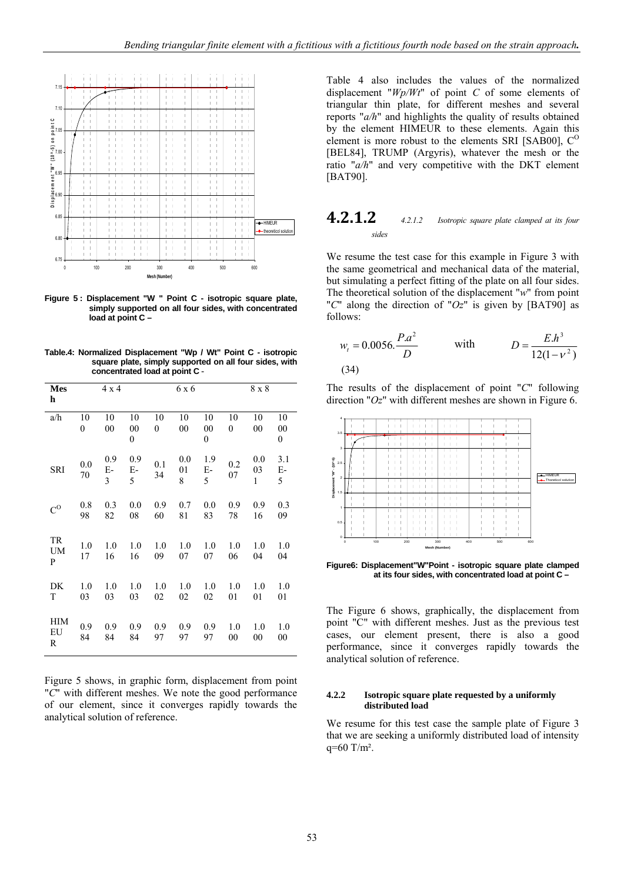Figure 5 : Displacement "W " Point C - isotropic square plate, simply supported on all four sides, with concentrated load at point C –

Table.4: Normalized Displacement "Wp / Wt" Point C - isotropic square plate, simply supported on all four sides, with concentrated load at point C -

| Mesh | 4 x 4 | | | 6 x 6 | | | 8 x 8 | | |
|---|---|---|---|---|---|---|---|---|---|
| a/h | 100 | 1000 | 10000 | 100 | 1000 | 10000 | 100 | 1000 | 10000 |
| SRI | 0.070 | 0.9 E-3 | 0.9 E-5 | 0.134 | 0.0018 | 1.9 E-5 | 0.207 | 0.0031 | 3.1 E-5 |
| $C^O$ | 0.898 | 0.382 | 0.008 | 0.960 | 0.781 | 0.083 | 0.978 | 0.916 | 0.309 |
| TRUMP | 1.017 | 1.016 | 1.016 | 1.009 | 1.007 | 1.007 | 1.006 | 1.004 | 1.004 |
| DKT | 1.003 | 1.003 | 1.003 | 1.002 | 1.002 | 1.002 | 1.001 | 1.001 | 1.001 |
| HIMEUR | 0.984 | 0.984 | 0.984 | 0.997 | 0.997 | 0.997 | 1.000 | 1.000 | 1.000 |

Figure 5 shows, in graphic form, displacement from point "*C*" with different meshes. We note the good performance of our element, since it converges rapidly towards the analytical solution of reference.

Table 4 also includes the values of the normalized displacement "*Wp/Wt*" of point *C* of some elements of triangular thin plate, for different meshes and several reports "*a/h*" and highlights the quality of results obtained by the element HIMEUR to these elements. Again this element is more robust to the elements SRI [SAB00], $C^O$ [BEL84], TRUMP (Argyris), whatever the mesh or the ratio "*a/h*" and very competitive with the DKT element [BAT90].

#### 4.2.1.2 Isotropic square plate clamped at its four sides

We resume the test case for this example in Figure 3 with the same geometrical and mechanical data of the material, but simulating a perfect fitting of the plate on all four sides. The theoretical solution of the displacement "*w*" from point "*C*" along the direction of "*Oz*" is given by [BAT90] as follows:

$$w_t = 0.0056.\frac{P.a^2}{D} \qquad \text{with} \qquad D = \frac{E.h^3}{12(1-\nu^2)} \tag{34}$$

The results of the displacement of point "*C*" following direction "*Oz*" with different meshes are shown in Figure 6.

Figure6: Displacement"W"Point - isotropic square plate clamped at its four sides, with concentrated load at point C –

The Figure 6 shows, graphically, the displacement from point "C" with different meshes. Just as the previous test cases, our element present, there is also a good performance, since it converges rapidly towards the analytical solution of reference.

#### 4.2.2 Isotropic square plate requested by a uniformly distributed load

We resume for this test case the sample plate of Figure 3 that we are seeking a uniformly distributed load of intensity q=60 T/m².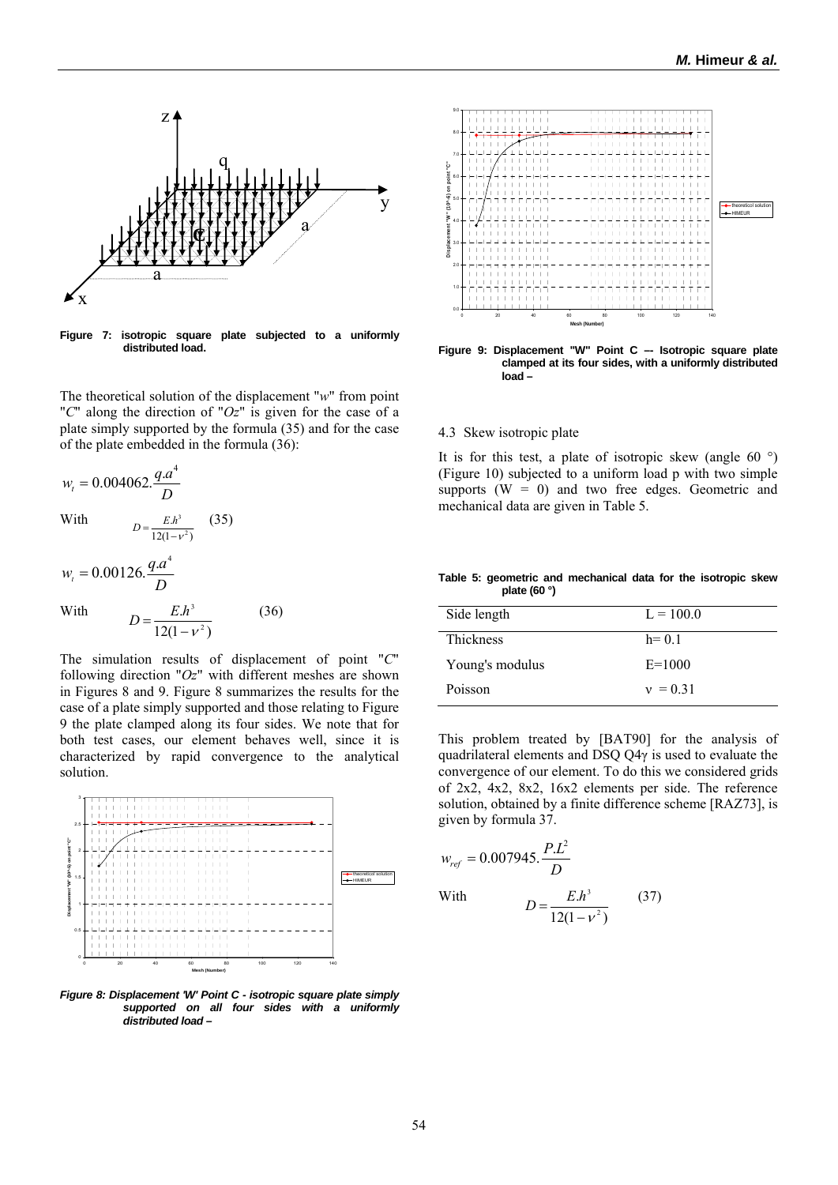Figure 7: isotropic square plate subjected to a uniformly distributed load.

The theoretical solution of the displacement "*w*" from point "*C*" along the direction of "*Oz*" is given for the case of a plate simply supported by the formula (35) and for the case of the plate embedded in the formula (36):

$$w_t = 0.004062.\frac{q.a^4}{D}$$

With $D = \frac{E.h^3}{12(1-\nu^2)}$ (35)

$$w_t = 0.00126.\frac{q.a^4}{D}$$

With $D = \frac{E.h^3}{12(1-\nu^2)}$ (36)

The simulation results of displacement of point "*C*" following direction "*Oz*" with different meshes are shown in Figures 8 and 9. Figure 8 summarizes the results for the case of a plate simply supported and those relating to Figure 9 the plate clamped along its four sides. We note that for both test cases, our element behaves well, since it is characterized by rapid convergence to the analytical solution.

*Figure 8: Displacement 'W' Point C - isotropic square plate simply supported on all four sides with a uniformly distributed load –*

Figure 9: Displacement "W" Point C –- Isotropic square plate clamped at its four sides, with a uniformly distributed load –

4.3 Skew isotropic plate

It is for this test, a plate of isotropic skew (angle 60 °) (Figure 10) subjected to a uniform load p with two simple supports (W = 0) and two free edges. Geometric and mechanical data are given in Table 5.

**Table 5: geometric and mechanical data for the isotropic skew plate (60 °)**

| | |
|---|---|
| Side length | L = 100.0 |
| Thickness | h= 0.1 |
| Young's modulus | E=1000 |
| Poisson | $\nu$ = 0.31 |

This problem treated by [BAT90] for the analysis of quadrilateral elements and DSQ Q4γ is used to evaluate the convergence of our element. To do this we considered grids of 2x2, 4x2, 8x2, 16x2 elements per side. The reference solution, obtained by a finite difference scheme [RAZ73], is given by formula 37.

$$w_{ref} = 0.007945.\frac{P.L^2}{D}$$

With $D = \frac{E.h^3}{12(1-\nu^2)}$ (37)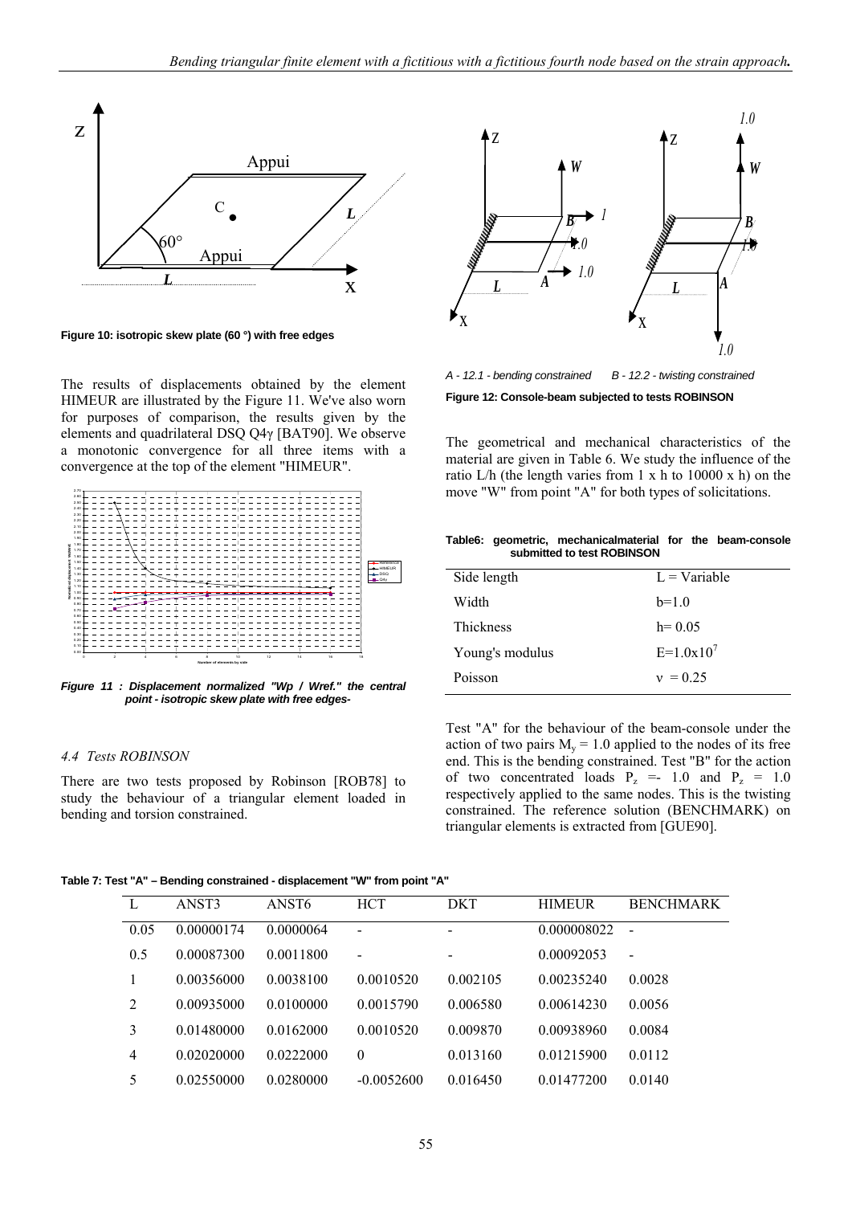Figure 10: isotropic skew plate (60 °) with free edges

The results of displacements obtained by the element HIMEUR are illustrated by the Figure 11. We've also worn for purposes of comparison, the results given by the elements and quadrilateral DSQ Q4γ [BAT90]. We observe a monotonic convergence for all three items with a convergence at the top of the element "HIMEUR".

*Figure 11 : Displacement normalized "Wp / Wref." the central point - isotropic skew plate with free edges-*

#### 4.4 Tests ROBINSON

There are two tests proposed by Robinson [ROB78] to study the behaviour of a triangular element loaded in bending and torsion constrained.

*A - 12.1 - bending constrained B - 12.2 - twisting constrained*

Figure 12: Console-beam subjected to tests ROBINSON

The geometrical and mechanical characteristics of the material are given in Table 6. We study the influence of the ratio L/h (the length varies from 1 x h to 10000 x h) on the move "W" from point "A" for both types of solicitations.

Table6: geometric, mechanicalmaterial for the beam-console submitted to test ROBINSON

| | |
|---|---|
| Side length | L = Variable |
| Width | b=1.0 |
| Thickness | h= 0.05 |
| Young's modulus | $E=1.0x10^7$ |
| Poisson | $\nu = 0.25$ |

Test "A" for the behaviour of the beam-console under the action of two pairs $M_y = 1.0$ applied to the nodes of its free end. This is the bending constrained. Test "B" for the action of two concentrated loads $P_z$ =- 1.0 and $P_z$ = 1.0 respectively applied to the same nodes. This is the twisting constrained. The reference solution (BENCHMARK) on triangular elements is extracted from [GUE90].

Table 7: Test "A" – Bending constrained - displacement "W" from point "A"

| L | ANST3 | ANST6 | HCT | DKT | HIMEUR | BENCHMARK |
|---|---|---|---|---|---|---|
| 0.05 | 0.00000174 | 0.0000064 | - | - | 0.000008022 | - |
| 0.5 | 0.00087300 | 0.0011800 | - | - | 0.00092053 | - |
| 1 | 0.00356000 | 0.0038100 | 0.0010520 | 0.002105 | 0.00235240 | 0.0028 |
| 2 | 0.00935000 | 0.0100000 | 0.0015790 | 0.006580 | 0.00614230 | 0.0056 |
| 3 | 0.01480000 | 0.0162000 | 0.0010520 | 0.009870 | 0.00938960 | 0.0084 |
| 4 | 0.02020000 | 0.0222000 | 0 | 0.013160 | 0.01215900 | 0.0112 |
| 5 | 0.02550000 | 0.0280000 | -0.0052600 | 0.016450 | 0.01477200 | 0.0140 |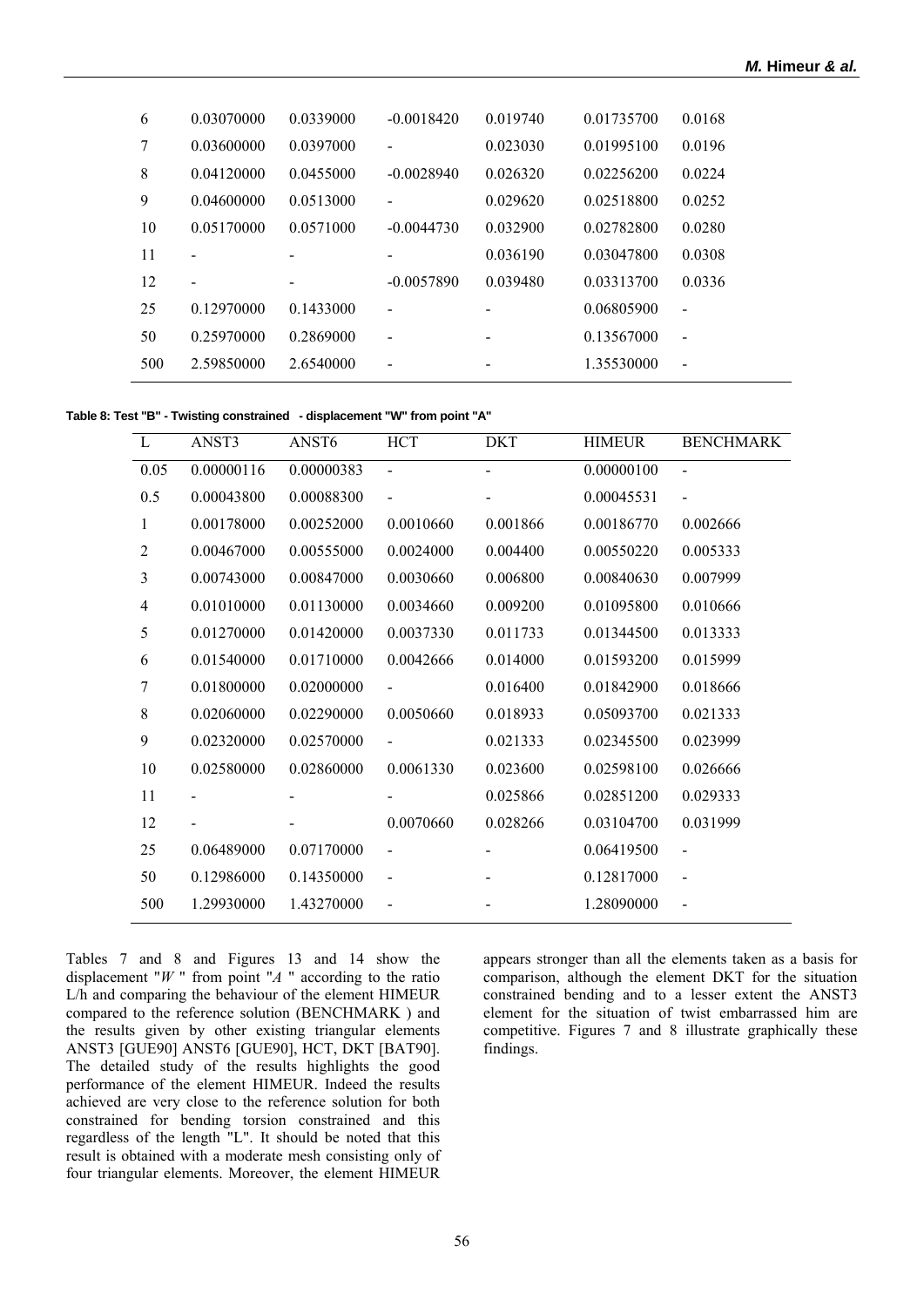| | | | | | | |
|---|---|---|---|---|---|---|
| 6 | 0.03070000 | 0.0339000 | -0.0018420 | 0.019740 | 0.01735700 | 0.0168 |
| 7 | 0.03600000 | 0.0397000 | - | 0.023030 | 0.01995100 | 0.0196 |
| 8 | 0.04120000 | 0.0455000 | -0.0028940 | 0.026320 | 0.02256200 | 0.0224 |
| 9 | 0.04600000 | 0.0513000 | - | 0.029620 | 0.02518800 | 0.0252 |
| 10 | 0.05170000 | 0.0571000 | -0.0044730 | 0.032900 | 0.02782800 | 0.0280 |
| 11 | - | - | - | 0.036190 | 0.03047800 | 0.0308 |
| 12 | - | - | -0.0057890 | 0.039480 | 0.03313700 | 0.0336 |
| 25 | 0.12970000 | 0.1433000 | - | - | 0.06805900 | - |
| 50 | 0.25970000 | 0.2869000 | - | - | 0.13567000 | - |
| 500 | 2.59850000 | 2.6540000 | - | - | 1.35530000 | - |

**Table 8: Test "B" - Twisting constrained - displacement "W" from point "A"**

| L | ANST3 | ANST6 | HCT | DKT | HIMEUR | BENCHMARK |
|---|---|---|---|---|---|---|
| 0.05 | 0.00000116 | 0.00000383 | - | - | 0.00000100 | - |
| 0.5 | 0.00043800 | 0.00088300 | - | - | 0.00045531 | - |
| 1 | 0.00178000 | 0.00252000 | 0.0010660 | 0.001866 | 0.00186770 | 0.002666 |
| 2 | 0.00467000 | 0.00555000 | 0.0024000 | 0.004400 | 0.00550220 | 0.005333 |
| 3 | 0.00743000 | 0.00847000 | 0.0030660 | 0.006800 | 0.00840630 | 0.007999 |
| 4 | 0.01010000 | 0.01130000 | 0.0034660 | 0.009200 | 0.01095800 | 0.010666 |
| 5 | 0.01270000 | 0.01420000 | 0.0037330 | 0.011733 | 0.01344500 | 0.013333 |
| 6 | 0.01540000 | 0.01710000 | 0.0042666 | 0.014000 | 0.01593200 | 0.015999 |
| 7 | 0.01800000 | 0.02000000 | - | 0.016400 | 0.01842900 | 0.018666 |
| 8 | 0.02060000 | 0.02290000 | 0.0050660 | 0.018933 | 0.05093700 | 0.021333 |
| 9 | 0.02320000 | 0.02570000 | - | 0.021333 | 0.02345500 | 0.023999 |
| 10 | 0.02580000 | 0.02860000 | 0.0061330 | 0.023600 | 0.02598100 | 0.026666 |
| 11 | - | - | - | 0.025866 | 0.02851200 | 0.029333 |
| 12 | - | - | 0.0070660 | 0.028266 | 0.03104700 | 0.031999 |
| 25 | 0.06489000 | 0.07170000 | - | - | 0.06419500 | - |
| 50 | 0.12986000 | 0.14350000 | - | - | 0.12817000 | - |
| 500 | 1.29930000 | 1.43270000 | - | - | 1.28090000 | - |

Tables 7 and 8 and Figures 13 and 14 show the displacement "*W* " from point "*A* " according to the ratio L/h and comparing the behaviour of the element HIMEUR compared to the reference solution (BENCHMARK ) and the results given by other existing triangular elements ANST3 [GUE90] ANST6 [GUE90], HCT, DKT [BAT90]. The detailed study of the results highlights the good performance of the element HIMEUR. Indeed the results achieved are very close to the reference solution for both constrained for bending torsion constrained and this regardless of the length "L". It should be noted that this result is obtained with a moderate mesh consisting only of four triangular elements. Moreover, the element HIMEUR appears stronger than all the elements taken as a basis for comparison, although the element DKT for the situation constrained bending and to a lesser extent the ANST3 element for the situation of twist embarrassed him are competitive. Figures 7 and 8 illustrate graphically these findings.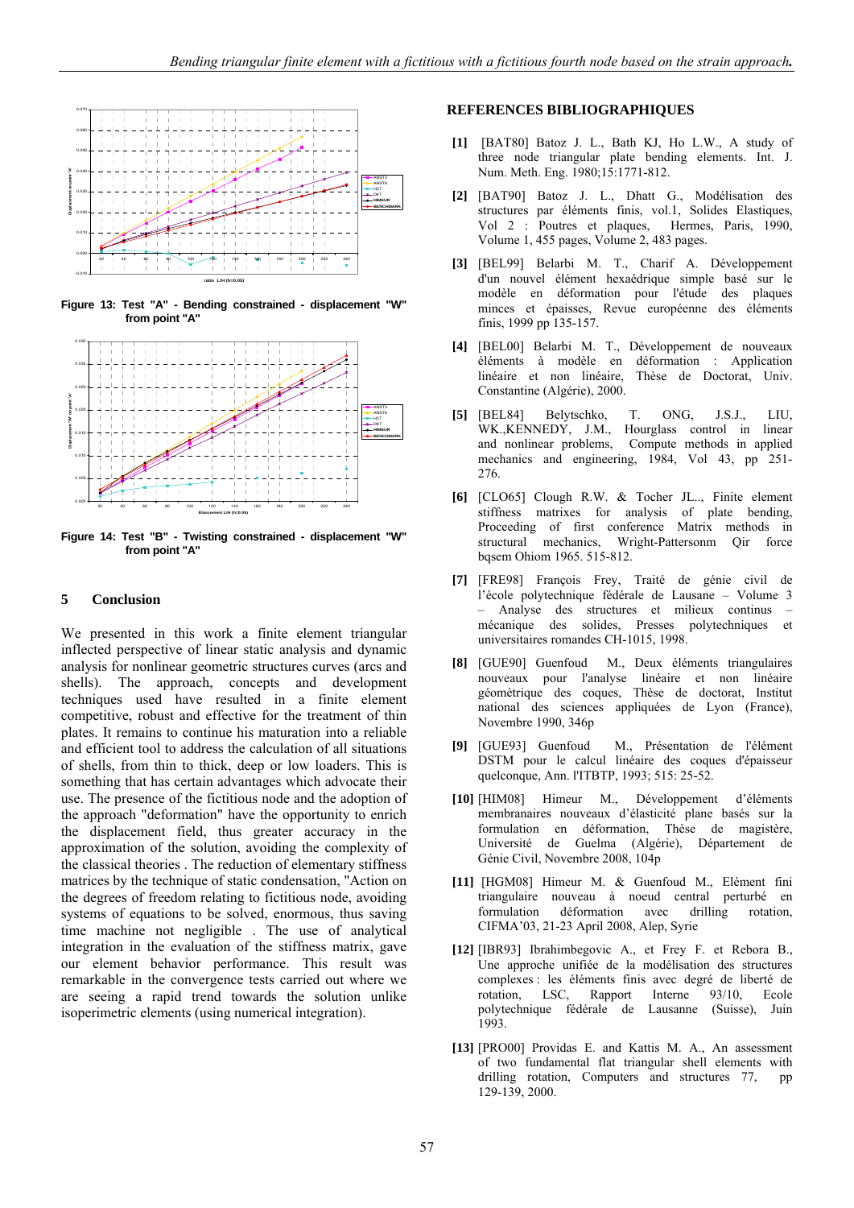Figure 13: Test "A" - Bending constrained - displacement "W" from point "A"

Figure 14: Test "B" - Twisting constrained - displacement "W" from point "A"

## 5 Conclusion

We presented in this work a finite element triangular inflected perspective of linear static analysis and dynamic analysis for nonlinear geometric structures curves (arcs and shells). The approach, concepts and development techniques used have resulted in a finite element competitive, robust and effective for the treatment of thin plates. It remains to continue his maturation into a reliable and efficient tool to address the calculation of all situations of shells, from thin to thick, deep or low loaders. This is something that has certain advantages which advocate their use. The presence of the fictitious node and the adoption of the approach "deformation" have the opportunity to enrich the displacement field, thus greater accuracy in the approximation of the solution, avoiding the complexity of the classical theories . The reduction of elementary stiffness matrices by the technique of static condensation, "Action on the degrees of freedom relating to fictitious node, avoiding systems of equations to be solved, enormous, thus saving time machine not negligible . The use of analytical integration in the evaluation of the stiffness matrix, gave our element behavior performance. This result was remarkable in the convergence tests carried out where we are seeing a rapid trend towards the solution unlike isoperimetric elements (using numerical integration).

## REFERENCES BIBLIOGRAPHIQUES

**[1]** [BAT80] Batoz J. L., Bath KJ, Ho L.W., A study of three node triangular plate bending elements. Int. J. Num. Meth. Eng. 1980;15:1771-812.

**[2]** [BAT90] Batoz J. L., Dhatt G., Modélisation des structures par éléments finis, vol.1, Solides Elastiques, Vol 2 : Poutres et plaques, Hermes, Paris, 1990, Volume 1, 455 pages, Volume 2, 483 pages.

**[3]** [BEL99] Belarbi M. T., Charif A. Développement d'un nouvel élément hexaédrique simple basé sur le modèle en déformation pour l'étude des plaques minces et épaisses, Revue européenne des éléments finis, 1999 pp 135-157.

**[4]** [BEL00] Belarbi M. T., Développement de nouveaux éléments à modèle en déformation : Application linéaire et non linéaire, Thèse de Doctorat, Univ. Constantine (Algérie), 2000.

**[5]** [BEL84] Belytschko, T. ONG, J.S.J., LIU, WK.,KENNEDY, J.M., Hourglass control in linear and nonlinear problems, Compute methods in applied mechanics and engineering, 1984, Vol 43, pp 251-276.

**[6]** [CLO65] Clough R.W. & Tocher JL.., Finite element stiffness matrixes for analysis of plate bending, Proceeding of first conference Matrix methods in structural mechanics, Wright-Pattersonm Qir force bqsem Ohiom 1965. 515-812.

**[7]** [FRE98] François Frey, Traité de génie civil de l'école polytechnique fédérale de Lausane – Volume 3 – Analyse des structures et milieux continus – mécanique des solides, Presses polytechniques et universitaires romandes CH-1015, 1998.

**[8]** [GUE90] Guenfoud M., Deux éléments triangulaires nouveaux pour l'analyse linéaire et non linéaire géomètrique des coques, Thèse de doctorat, Institut national des sciences appliquées de Lyon (France), Novembre 1990, 346p

**[9]** [GUE93] Guenfoud M., Présentation de l'élément DSTM pour le calcul linéaire des coques d'épaisseur quelconque, Ann. l'ITBTP, 1993; 515: 25-52.

**[10]** [HIM08] Himeur M., Développement d'éléments membranaires nouveaux d'élasticité plane basés sur la formulation en déformation, Thèse de magistère, Université de Guelma (Algérie), Département de Génie Civil, Novembre 2008, 104p

**[11]** [HGM08] Himeur M. & Guenfoud M., Elément fini triangulaire nouveau à noeud central perturbé en formulation déformation avec drilling rotation, CIFMA'03, 21-23 April 2008, Alep, Syrie

**[12]** [IBR93] Ibrahimbegovic A., et Frey F. et Rebora B., Une approche unifiée de la modélisation des structures complexes : les éléments finis avec degré de liberté de rotation, LSC, Rapport Interne 93/10, Ecole polytechnique fédérale de Lausanne (Suisse), Juin 1993.

**[13]** [PRO00] Providas E. and Kattis M. A., An assessment of two fundamental flat triangular shell elements with drilling rotation, Computers and structures 77, pp 129-139, 2000.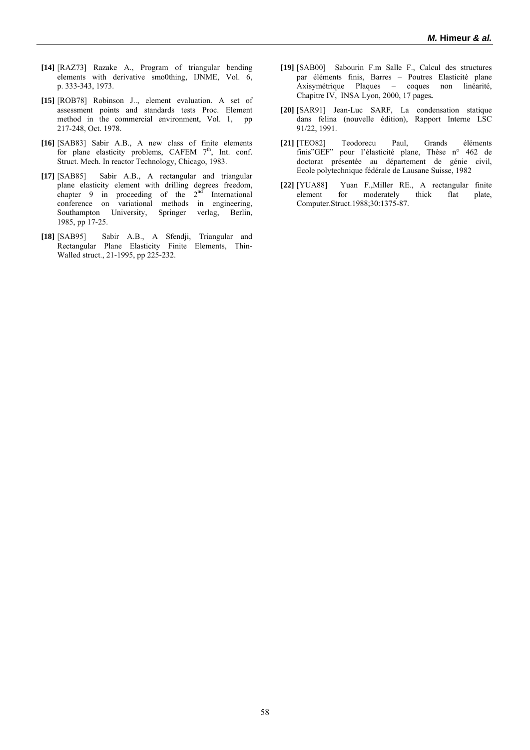**[14]** [RAZ73] Razake A., Program of triangular bending elements with derivative smo0thing, IJNME, Vol. 6, p. 333-343, 1973.

**[15]** [ROB78] Robinson J.., element evaluation. A set of assessment points and standards tests Proc. Element method in the commercial environment, Vol. 1, pp 217-248, Oct. 1978.

**[16]** [SAB83] Sabir A.B., A new class of finite elements for plane elasticity problems, CAFEM 7th, Int. conf. Struct. Mech. In reactor Technology, Chicago, 1983.

**[17]** [SAB85] Sabir A.B., A rectangular and triangular plane elasticity element with drilling degrees freedom, chapter 9 in proceeding of the 2nd International conference on variational methods in engineering, Southampton University, Springer verlag, Berlin, 1985, pp 17-25.

**[18]** [SAB95] Sabir A.B., A Sfendji, Triangular and Rectangular Plane Elasticity Finite Elements, Thin-Walled struct., 21-1995, pp 225-232.

**[19]** [SAB00] Sabourin F.m Salle F., Calcul des structures par éléments finis, Barres – Poutres Elasticité plane Axisymétrique Plaques – coques non linéarité, Chapitre IV, INSA Lyon, 2000, 17 pages**.**

**[20]** [SAR91] Jean-Luc SARF, La condensation statique dans felina (nouvelle édition), Rapport Interne LSC 91/22, 1991.

**[21]** [TEO82] Teodorecu Paul, Grands éléments finis"GEF" pour l'élasticité plane, Thèse n° 462 de doctorat présentée au département de génie civil, Ecole polytechnique fédérale de Lausane Suisse, 1982

**[22]** [YUA88] Yuan F.,Miller RE., A rectangular finite element for moderately thick flat plate, Computer.Struct.1988;30:1375-87.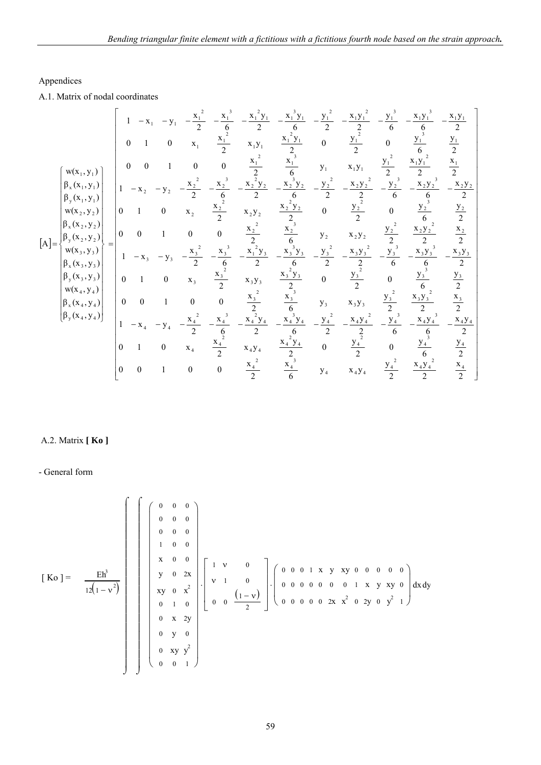Appendices

A.1. Matrix of nodal coordinates

$$
[A]=\begin{Bmatrix} w(x_1,y_1) \\ \beta_x(x_1,y_1) \\ \beta_y(x_1,y_1) \\ w(x_2,y_2) \\ \beta_x(x_2,y_2) \\ \beta_y(x_2,y_2) \\ w(x_3,y_3) \\ \beta_x(x_3,y_3) \\ \beta_y(x_3,y_3) \\ w(x_4,y_4) \\ \beta_x(x_4,y_4) \\ \beta_y(x_4,y_4) \end{Bmatrix} = \begin{bmatrix}
1 & -x_1 & -y_1 & -\frac{x_1^2}{2} & -\frac{x_1^3}{6} & -\frac{x_1^2 y_1}{2} & -\frac{x_1^3 y_1}{6} & -\frac{y_1^2}{2} & -\frac{x_1 y_1^2}{2} & -\frac{y_1^3}{6} & -\frac{x_1 y_1^3}{6} & -\frac{x_1 y_1}{2} \\
0 & 1 & 0 & x_1 & \frac{x_1^2}{2} & x_1 y_1 & \frac{x_1^2 y_1}{2} & 0 & \frac{y_1^2}{2} & 0 & \frac{y_1^3}{6} & \frac{y_1}{2} \\
0 & 0 & 1 & 0 & 0 & \frac{x_1^2}{2} & \frac{x_1^3}{6} & y_1 & x_1 y_1 & \frac{y_1^2}{2} & \frac{x_1 y_1^2}{2} & \frac{x_1}{2} \\
1 & -x_2 & -y_2 & -\frac{x_2^2}{2} & -\frac{x_2^3}{6} & -\frac{x_2^2 y_2}{2} & -\frac{x_2^3 y_2}{6} & -\frac{y_2^2}{2} & -\frac{x_2 y_2^2}{2} & -\frac{y_2^3}{6} & -\frac{x_2 y_2^3}{6} & -\frac{x_2 y_2}{2} \\
0 & 1 & 0 & x_2 & \frac{x_2^2}{2} & x_2 y_2 & \frac{x_2^2 y_2}{2} & 0 & \frac{y_2^2}{2} & 0 & \frac{y_2^3}{6} & \frac{y_2}{2} \\
0 & 0 & 1 & 0 & 0 & \frac{x_2^2}{2} & \frac{x_2^3}{6} & y_2 & x_2 y_2 & \frac{y_2^2}{2} & \frac{x_2 y_2^2}{2} & \frac{x_2}{2} \\
1 & -x_3 & -y_3 & -\frac{x_3^2}{2} & -\frac{x_3^3}{6} & -\frac{x_1^2 y_3}{2} & -\frac{x_3^3 y_3}{6} & -\frac{y_3^2}{2} & -\frac{x_3 y_3^2}{2} & -\frac{y_3^3}{6} & -\frac{x_3 y_3^3}{6} & -\frac{x_3 y_3}{2} \\
0 & 1 & 0 & x_3 & \frac{x_3^2}{2} & x_3 y_3 & \frac{x_3^2 y_3}{2} & 0 & \frac{y_3^2}{2} & 0 & \frac{y_3^3}{6} & \frac{y_3}{2} \\
0 & 0 & 1 & 0 & 0 & \frac{x_3^2}{2} & \frac{x_3^3}{6} & y_3 & x_3 y_3 & \frac{y_3^2}{2} & \frac{x_3 y_3^2}{2} & \frac{x_3}{2} \\
1 & -x_4 & -y_4 & -\frac{x_4^2}{2} & -\frac{x_4^3}{6} & -\frac{x_4^2 y_4}{2} & -\frac{x_4^3 y_4}{6} & -\frac{y_4^2}{2} & -\frac{x_4 y_4^2}{2} & -\frac{y_4^3}{6} & -\frac{x_4 y_4^3}{6} & -\frac{x_4 y_4}{2} \\
0 & 1 & 0 & x_4 & \frac{x_4^2}{2} & x_4 y_4 & \frac{x_4^2 y_4}{2} & 0 & \frac{y_4^2}{2} & 0 & \frac{y_4^3}{6} & \frac{y_4}{2} \\
0 & 0 & 1 & 0 & 0 & \frac{x_4^2}{2} & \frac{x_4^3}{6} & y_4 & x_4 y_4 & \frac{y_4^2}{2} & \frac{x_4 y_4^2}{2} & \frac{x_4}{2}
\end{bmatrix}
$$

A.2. Matrix **[ Ko ]**

- General form

$$
[\,Ko\,] = \frac{Eh^3}{12(1-\nu^2)} \int\!\!\int \begin{pmatrix} 0 & 0 & 0 \\ 0 & 0 & 0 \\ 0 & 0 & 0 \\ 1 & 0 & 0 \\ x & 0 & 0 \\ y & 0 & 2x \\ xy & 0 & x^2 \\ 0 & 1 & 0 \\ 0 & x & 2y \\ 0 & y & 0 \\ 0 & xy & y^2 \\ 0 & 0 & 1 \end{pmatrix} \cdot \begin{bmatrix} 1 & \nu & 0 \\ \nu & 1 & 0 \\ 0 & 0 & \frac{(1-\nu)}{2} \end{bmatrix} \cdot \begin{pmatrix} 0 & 0 & 0 & 1 & x & y & xy & 0 & 0 & 0 & 0 & 0 \\ 0 & 0 & 0 & 0 & 0 & 0 & 0 & 1 & x & y & xy & 0 \\ 0 & 0 & 0 & 0 & 0 & 2x & x^2 & 0 & 2y & 0 & y^2 & 1 \end{pmatrix} dx\,dy
$$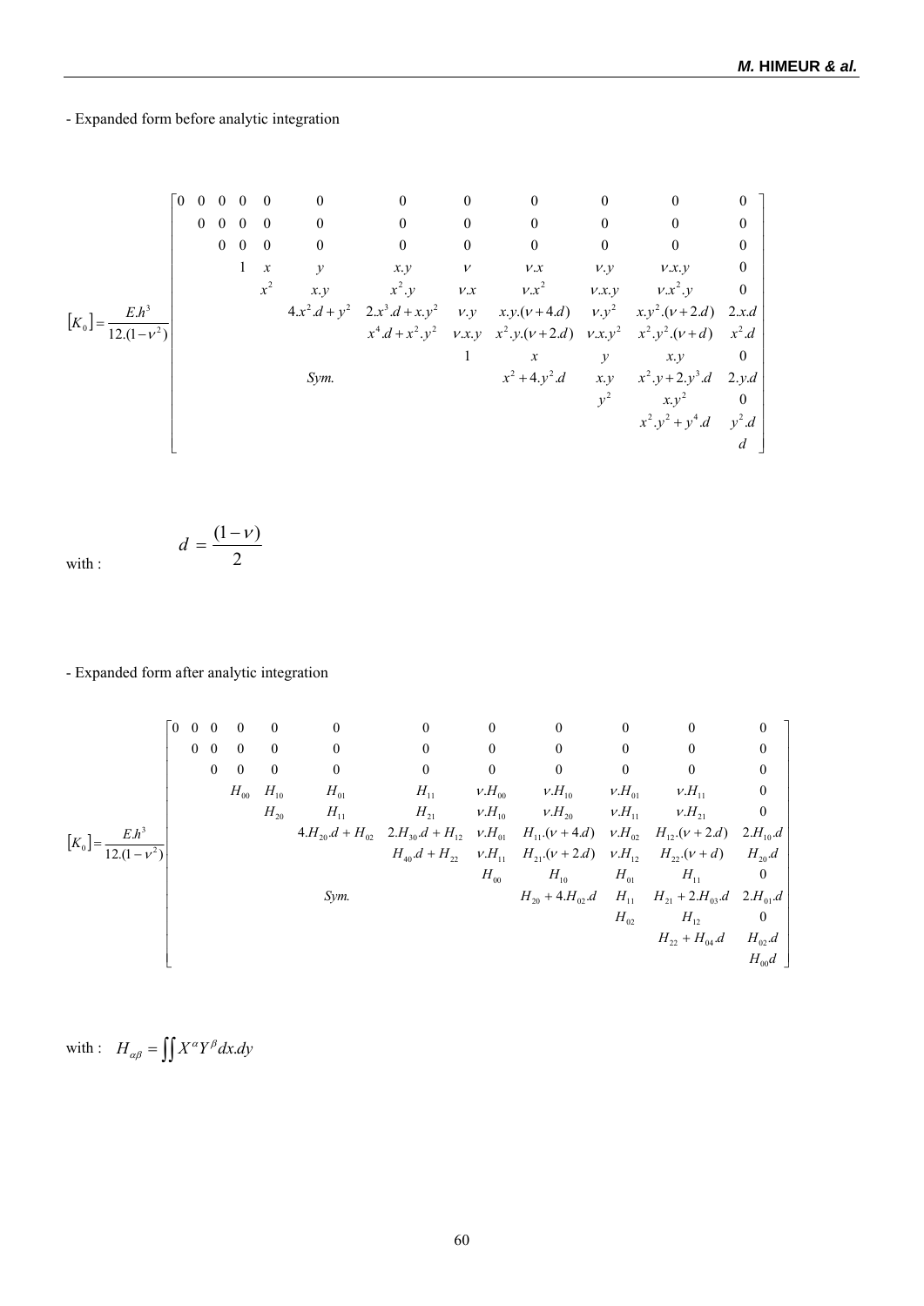- Expanded form before analytic integration

$$
[K_0]=\frac{E.h^3}{12.(1-\nu^2)}\begin{bmatrix}
0 & 0 & 0 & 0 & 0 & 0 & 0 & 0 & 0 & 0 & 0 & 0 \\
 & 0 & 0 & 0 & 0 & 0 & 0 & 0 & 0 & 0 & 0 & 0 \\
 & & 0 & 0 & 0 & 0 & 0 & 0 & 0 & 0 & 0 & 0 \\
 & & & 1 & x & y & x.y & \nu & \nu.x & \nu.y & \nu.x.y & 0 \\
 & & & & x^2 & x.y & x^2.y & \nu.x & \nu.x^2 & \nu.x.y & \nu.x^2.y & 0 \\
 & & & & & 4.x^2.d+y^2 & 2.x^3.d+x.y^2 & \nu.y & x.y.(\nu+4.d) & \nu.y^2 & x.y^2.(\nu+2.d) & 2.x.d \\
 & & & & & & x^4.d+x^2.y^2 & \nu.x.y & x^2.y.(\nu+2.d) & \nu.x.y^2 & x^2.y^2.(\nu+d) & x^2.d \\
 & & & & & & & 1 & x & y & x.y & 0 \\
 & & & & & Sym. & & & x^2+4.y^2.d & x.y & x^2.y+2.y^3.d & 2.y.d \\
 & & & & & & & & & y^2 & x.y^2 & 0 \\
 & & & & & & & & & & x^2.y^2+y^4.d & y^2.d \\
 & & & & & & & & & & & d
\end{bmatrix}
$$

with : $d=\dfrac{(1-\nu)}{2}$

- Expanded form after analytic integration

$$
[K_0]=\frac{E.h^3}{12.(1-\nu^2)}\begin{bmatrix}
0 & 0 & 0 & 0 & 0 & 0 & 0 & 0 & 0 & 0 & 0 & 0 \\
 & 0 & 0 & 0 & 0 & 0 & 0 & 0 & 0 & 0 & 0 & 0 \\
 & & 0 & 0 & 0 & 0 & 0 & 0 & 0 & 0 & 0 & 0 \\
 & & & H_{00} & H_{10} & H_{01} & H_{11} & \nu.H_{00} & \nu.H_{10} & \nu.H_{01} & \nu.H_{11} & 0 \\
 & & & & H_{20} & H_{11} & H_{21} & \nu.H_{10} & \nu.H_{20} & \nu.H_{11} & \nu.H_{21} & 0 \\
 & & & & & 4.H_{20}.d+H_{02} & 2.H_{30}.d+H_{12} & \nu.H_{01} & H_{11}.(\nu+4.d) & \nu.H_{02} & H_{12}.(\nu+2.d) & 2.H_{10}.d \\
 & & & & & & H_{40}.d+H_{22} & \nu.H_{11} & H_{21}.(\nu+2.d) & \nu.H_{12} & H_{22}.(\nu+d) & H_{20}.d \\
 & & & & & & & H_{00} & H_{10} & H_{01} & H_{11} & 0 \\
 & & & & & Sym. & & & H_{20}+4.H_{02}.d & H_{11} & H_{21}+2.H_{03}.d & 2.H_{01}.d \\
 & & & & & & & & & H_{02} & H_{12} & 0 \\
 & & & & & & & & & & H_{22}+H_{04}.d & H_{02}.d \\
 & & & & & & & & & & & H_{00}d
\end{bmatrix}
$$

with : $H_{\alpha\beta}=\iint X^{\alpha}Y^{\beta}dx.dy$